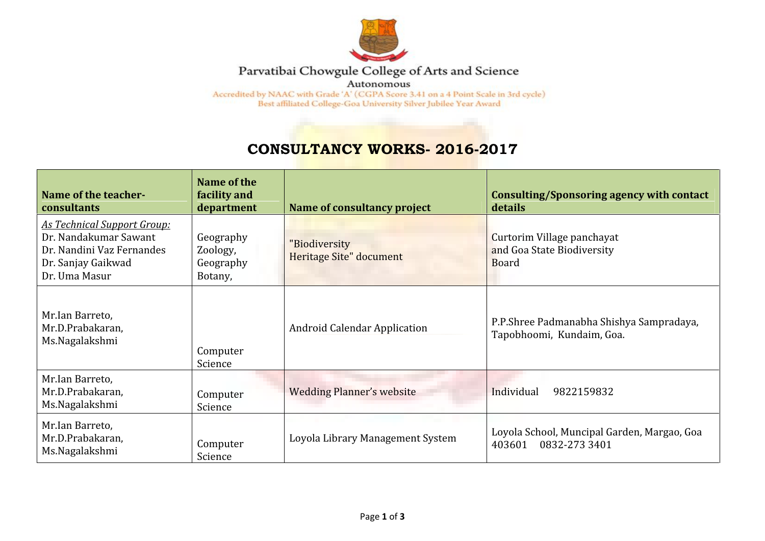Parvatibai Chowgule College of Arts and Science

Autonomous

Accredited by NAAC with Grade 'A' (CGPA Score 3.41 on a 4 Point Scale in 3rd cycle)

Best affiliated College-Goa University Silver Jubilee Year Award

# CONSULTANCY WORKS- 2016-2017

| Name of the teacher-consultants | Name of the facility and department | Name of consultancy project | Consulting/Sponsoring agency with contact details |
|---|---|---|---|
| *As Technical Support Group:*<br>Dr. Nandakumar Sawant<br>Dr. Nandini Vaz Fernandes<br>Dr. Sanjay Gaikwad<br>Dr. Uma Masur | Geography<br>Zoology,<br>Geography<br>Botany, | "Biodiversity Heritage Site" document | Curtorim Village panchayat and Goa State Biodiversity Board |
| Mr.Ian Barreto,<br>Mr.D.Prabakaran,<br>Ms.Nagalakshmi | Computer Science | Android Calendar Application | P.P.Shree Padmanabha Shishya Sampradaya, Tapobhoomi, Kundaim, Goa. |
| Mr.Ian Barreto,<br>Mr.D.Prabakaran,<br>Ms.Nagalakshmi | Computer Science | Wedding Planner's website | Individual 9822159832 |
| Mr.Ian Barreto,<br>Mr.D.Prabakaran,<br>Ms.Nagalakshmi | Computer Science | Loyola Library Management System | Loyola School, Muncipal Garden, Margao, Goa 403601 0832-273 3401 |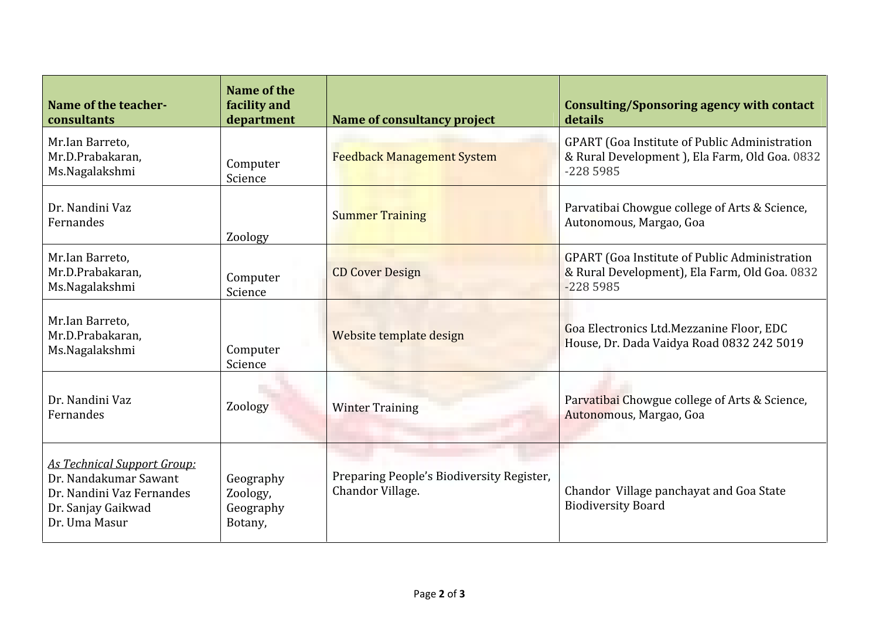| Name of the teacher-consultants | Name of the facility and department | Name of consultancy project | Consulting/Sponsoring agency with contact details |
|---|---|---|---|
| Mr.Ian Barreto, Mr.D.Prabakaran, Ms.Nagalakshmi | Computer Science | Feedback Management System | GPART (Goa Institute of Public Administration & Rural Development ), Ela Farm, Old Goa. 0832 -228 5985 |
| Dr. Nandini Vaz Fernandes | Zoology | Summer Training | Parvatibai Chowgue college of Arts & Science, Autonomous, Margao, Goa |
| Mr.Ian Barreto, Mr.D.Prabakaran, Ms.Nagalakshmi | Computer Science | CD Cover Design | GPART (Goa Institute of Public Administration & Rural Development), Ela Farm, Old Goa. 0832 -228 5985 |
| Mr.Ian Barreto, Mr.D.Prabakaran, Ms.Nagalakshmi | Computer Science | Website template design | Goa Electronics Ltd.Mezzanine Floor, EDC House, Dr. Dada Vaidya Road 0832 242 5019 |
| Dr. Nandini Vaz Fernandes | Zoology | Winter Training | Parvatibai Chowgue college of Arts & Science, Autonomous, Margao, Goa |
| *As Technical Support Group:* Dr. Nandakumar Sawant Dr. Nandini Vaz Fernandes Dr. Sanjay Gaikwad Dr. Uma Masur | Geography Zoology, Geography Botany, | Preparing People's Biodiversity Register, Chandor Village. | Chandor Village panchayat and Goa State Biodiversity Board |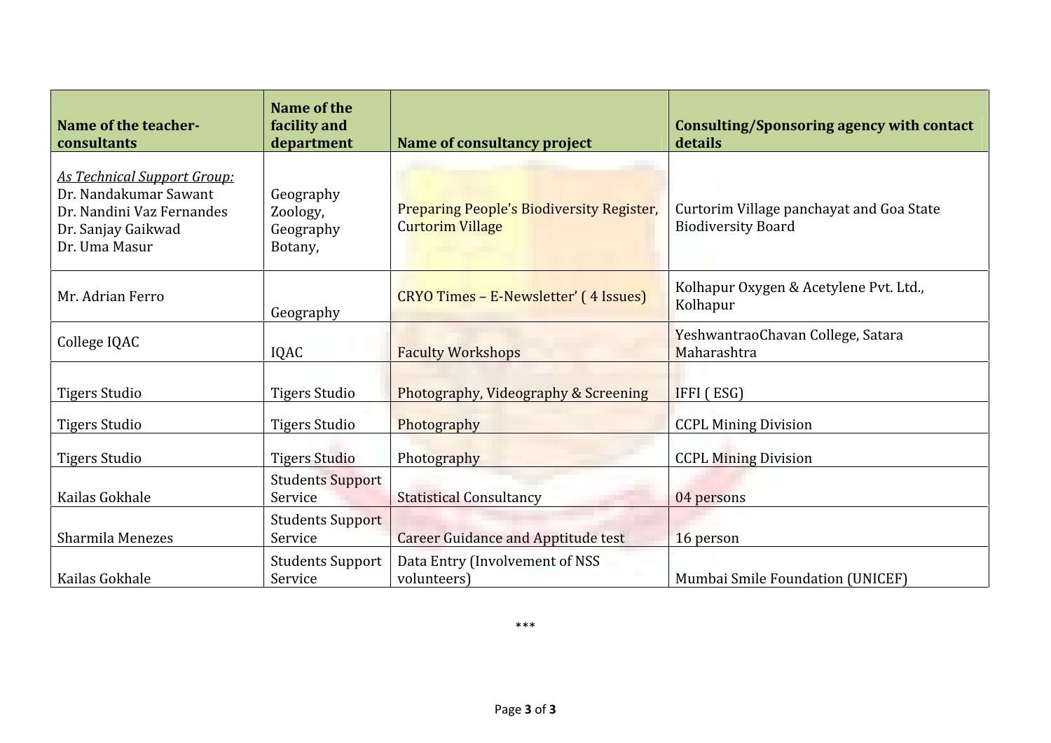| Name of the teacher-consultants | Name of the facility and department | Name of consultancy project | Consulting/Sponsoring agency with contact details |
|---|---|---|---|
| *As Technical Support Group:*<br>Dr. Nandakumar Sawant<br>Dr. Nandini Vaz Fernandes<br>Dr. Sanjay Gaikwad<br>Dr. Uma Masur | Geography<br>Zoology,<br>Geography<br>Botany, | Preparing People's Biodiversity Register, Curtorim Village | Curtorim Village panchayat and Goa State Biodiversity Board |
| Mr. Adrian Ferro | Geography | CRYO Times – E-Newsletter' ( 4 Issues) | Kolhapur Oxygen & Acetylene Pvt. Ltd., Kolhapur |
| College IQAC | IQAC | Faculty Workshops | YeshwantraoChavan College, Satara Maharashtra |
| Tigers Studio | Tigers Studio | Photography, Videography & Screening | IFFI ( ESG) |
| Tigers Studio | Tigers Studio | Photography | CCPL Mining Division |
| Tigers Studio | Tigers Studio | Photography | CCPL Mining Division |
| Kailas Gokhale | Students Support Service | Statistical Consultancy | 04 persons |
| Sharmila Menezes | Students Support Service | Career Guidance and Apptitude test | 16 person |
| Kailas Gokhale | Students Support Service | Data Entry (Involvement of NSS volunteers) | Mumbai Smile Foundation (UNICEF) |

***